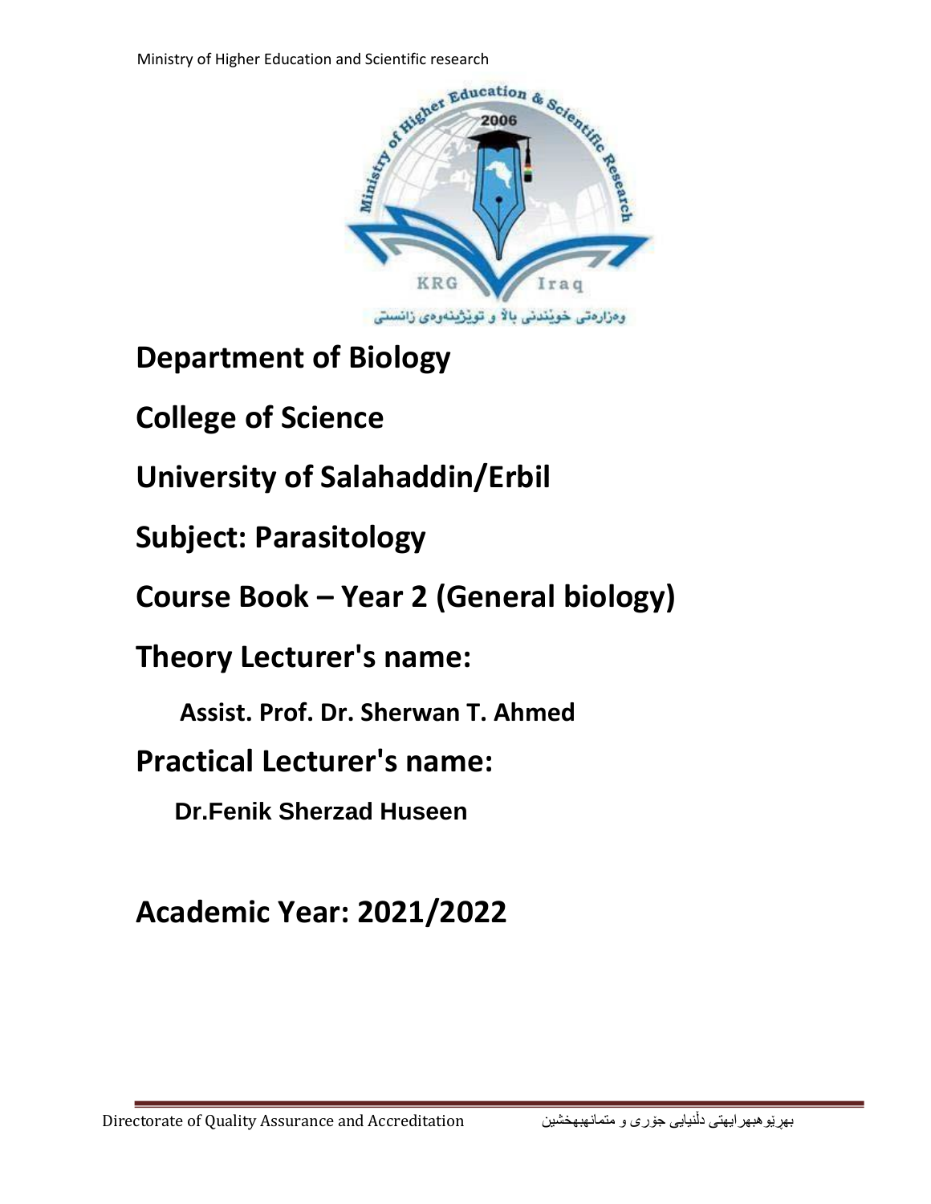Ministry of Higher Education and Scientific research

# Department of Biology

# College of Science

# University of Salahaddin/Erbil

# Subject: Parasitology

# Course Book – Year 2 (General biology)

# Theory Lecturer's name:

**Assist. Prof. Dr. Sherwan T. Ahmed**

# Practical Lecturer's name:

**Dr.Fenik Sherzad Huseen**

# Academic Year: 2021/2022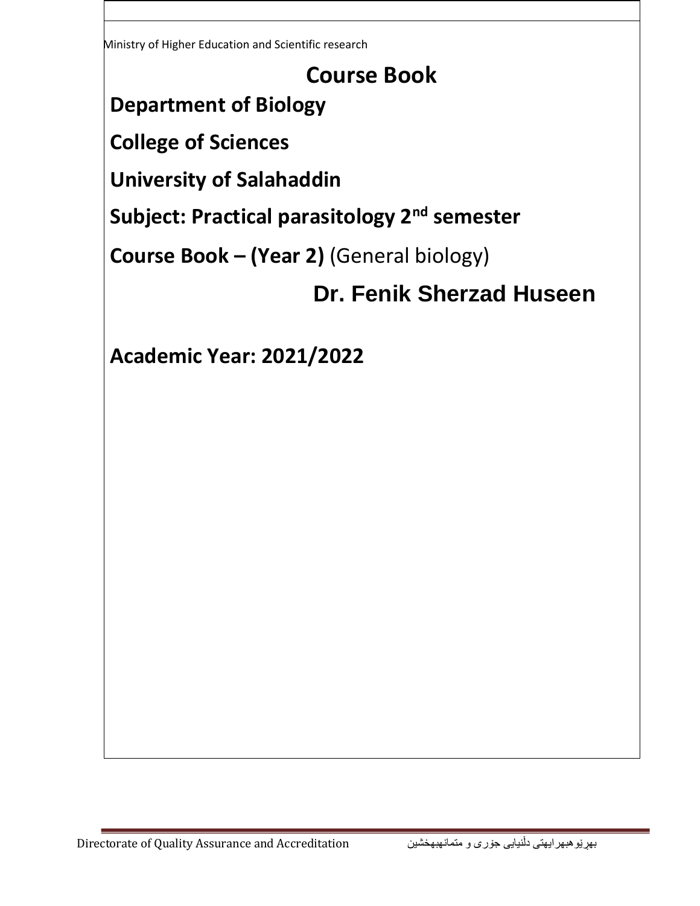Ministry of Higher Education and Scientific research

# Course Book

**Department of Biology**

**College of Sciences**

**University of Salahaddin**

**Subject: Practical parasitology 2nd semester**

**Course Book – (Year 2)** (General biology)

**Dr. Fenik Sherzad Huseen**

**Academic Year: 2021/2022**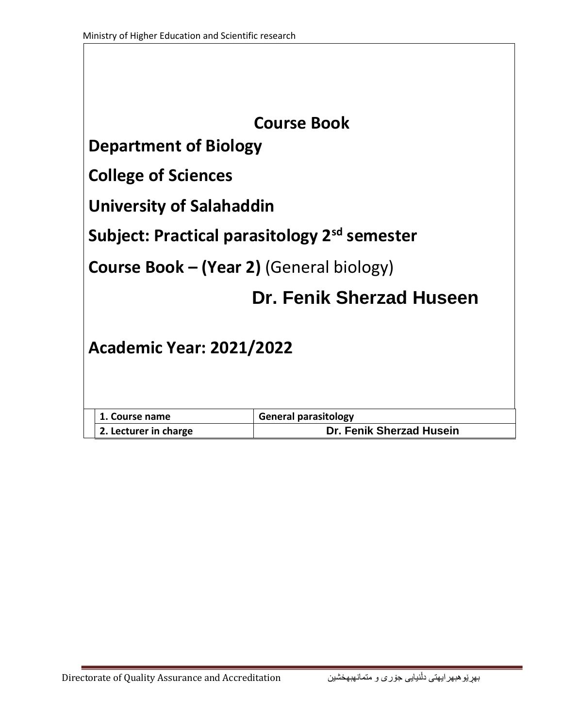# Course Book

**Department of Biology**

**College of Sciences**

**University of Salahaddin**

**Subject: Practical parasitology 2sd semester**

**Course Book – (Year 2)** (General biology)

**Dr. Fenik Sherzad Huseen**

**Academic Year: 2021/2022**

| | |
|---|---|
| **1. Course name** | **General parasitology** |
| **2. Lecturer in charge** | **Dr. Fenik Sherzad Husein** |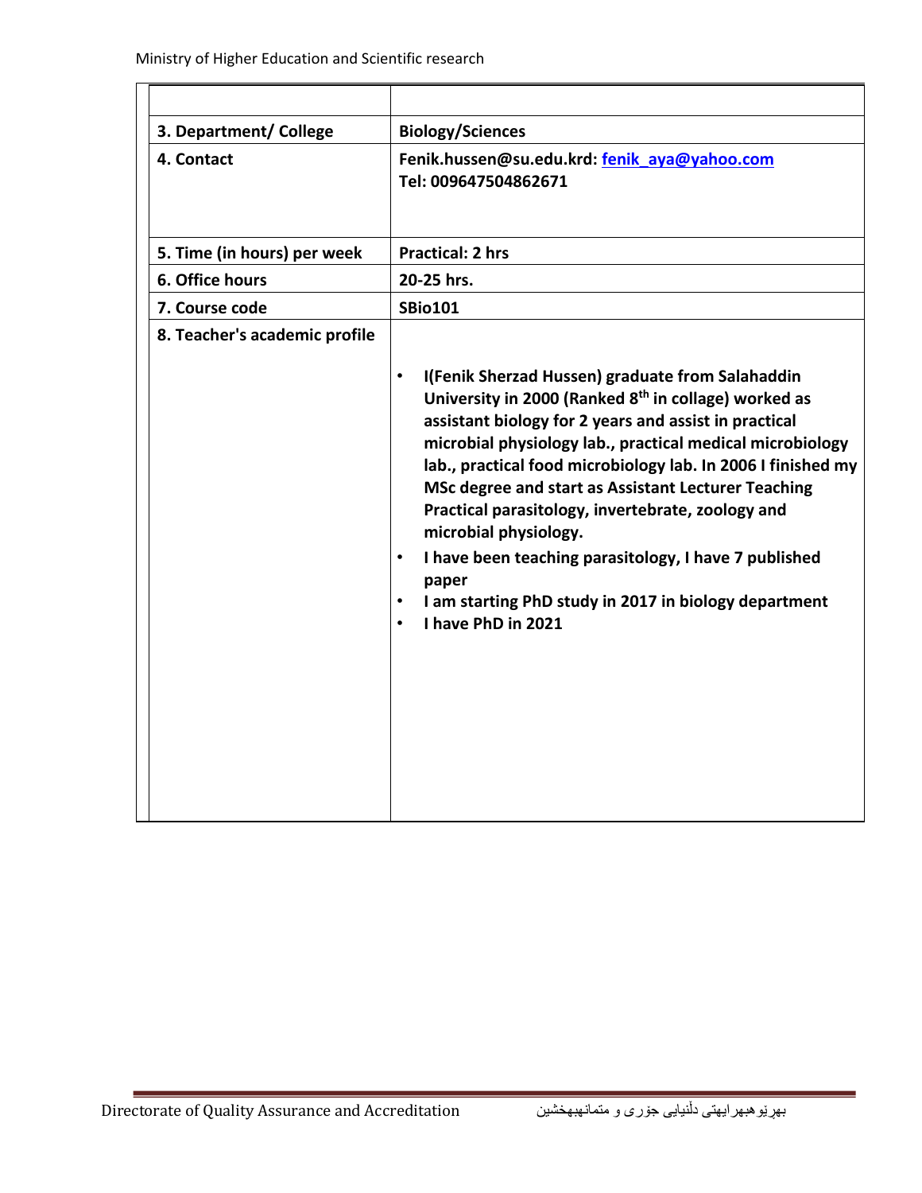| | |
|---|---|
| **3. Department/ College** | **Biology/Sciences** |
| **4. Contact** | **Fenik.hussen@su.edu.krd: fenik_aya@yahoo.com**<br>**Tel: 009647504862671** |
| **5. Time (in hours) per week** | **Practical: 2 hrs** |
| **6. Office hours** | **20-25 hrs.** |
| **7. Course code** | **SBio101** |
| **8. Teacher's academic profile** | • **I(Fenik Sherzad Hussen) graduate from Salahaddin University in 2000 (Ranked 8th in collage) worked as assistant biology for 2 years and assist in practical microbial physiology lab., practical medical microbiology lab., practical food microbiology lab. In 2006 I finished my MSc degree and start as Assistant Lecturer Teaching Practical parasitology, invertebrate, zoology and microbial physiology.**<br>• **I have been teaching parasitology, I have 7 published paper**<br>• **I am starting PhD study in 2017 in biology department**<br>• **I have PhD in 2021** |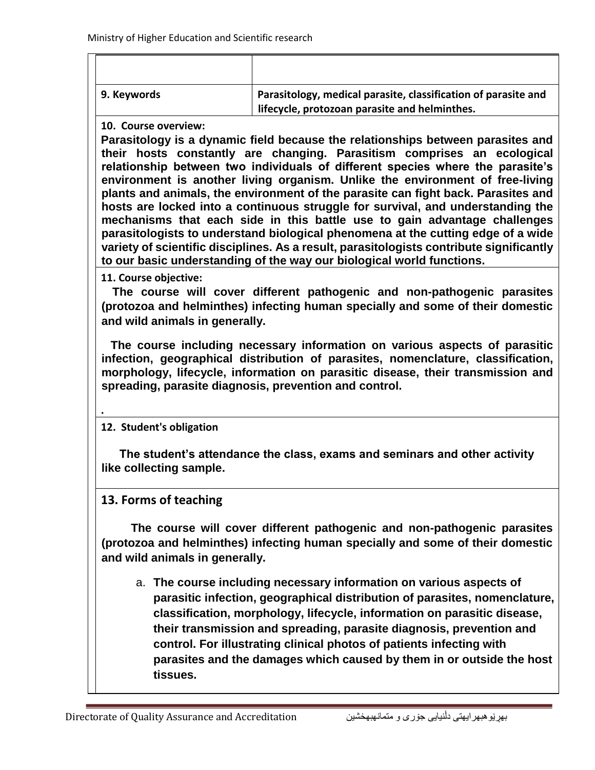| | |
|---|---|
| | |
| 9. Keywords | Parasitology, medical parasite, classification of parasite and lifecycle, protozoan parasite and helminthes. |

**10. Course overview:**

**Parasitology is a dynamic field because the relationships between parasites and their hosts constantly are changing. Parasitism comprises an ecological relationship between two individuals of different species where the parasite's environment is another living organism. Unlike the environment of free-living plants and animals, the environment of the parasite can fight back. Parasites and hosts are locked into a continuous struggle for survival, and understanding the mechanisms that each side in this battle use to gain advantage challenges parasitologists to understand biological phenomena at the cutting edge of a wide variety of scientific disciplines. As a result, parasitologists contribute significantly to our basic understanding of the way our biological world functions.**

**11. Course objective:**

**The course will cover different pathogenic and non-pathogenic parasites (protozoa and helminthes) infecting human specially and some of their domestic and wild animals in generally.**

**The course including necessary information on various aspects of parasitic infection, geographical distribution of parasites, nomenclature, classification, morphology, lifecycle, information on parasitic disease, their transmission and spreading, parasite diagnosis, prevention and control.**

.

**12. Student's obligation**

**The student's attendance the class, exams and seminars and other activity like collecting sample.**

## 13. Forms of teaching

**The course will cover different pathogenic and non-pathogenic parasites (protozoa and helminthes) infecting human specially and some of their domestic and wild animals in generally.**

a. **The course including necessary information on various aspects of parasitic infection, geographical distribution of parasites, nomenclature, classification, morphology, lifecycle, information on parasitic disease, their transmission and spreading, parasite diagnosis, prevention and control. For illustrating clinical photos of patients infecting with parasites and the damages which caused by them in or outside the host tissues.**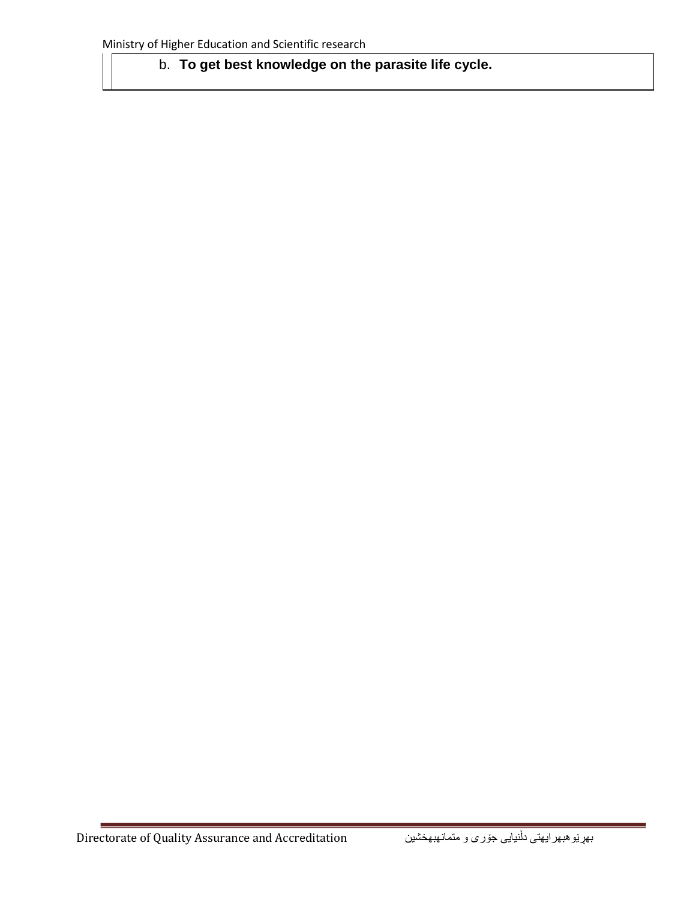b. **To get best knowledge on the parasite life cycle.**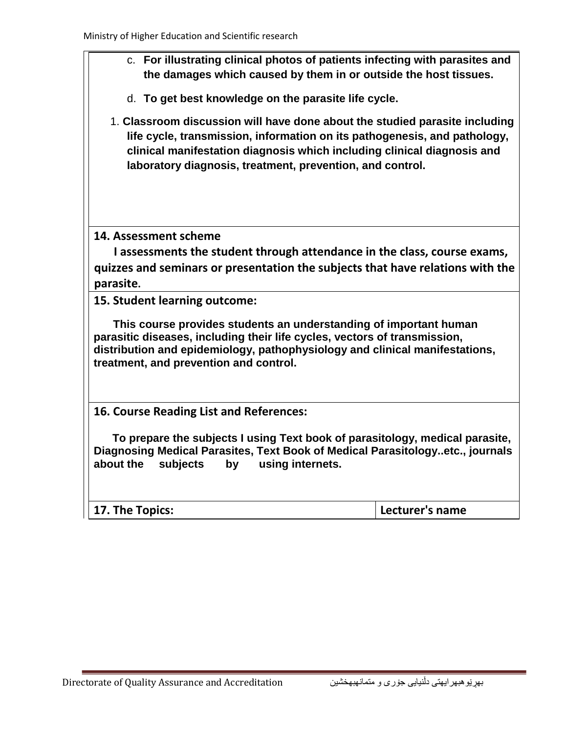c. **For illustrating clinical photos of patients infecting with parasites and the damages which caused by them in or outside the host tissues.**

d. **To get best knowledge on the parasite life cycle.**

1. **Classroom discussion will have done about the studied parasite including life cycle, transmission, information on its pathogenesis, and pathology, clinical manifestation diagnosis which including clinical diagnosis and laboratory diagnosis, treatment, prevention, and control.**

**14. Assessment scheme**

**I assessments the student through attendance in the class, course exams, quizzes and seminars or presentation the subjects that have relations with the parasite.**

**15. Student learning outcome:**

**This course provides students an understanding of important human parasitic diseases, including their life cycles, vectors of transmission, distribution and epidemiology, pathophysiology and clinical manifestations, treatment, and prevention and control.**

**16. Course Reading List and References:**

**To prepare the subjects I using Text book of parasitology, medical parasite, Diagnosing Medical Parasites, Text Book of Medical Parasitology..etc., journals about the subjects by using internets.**

| 17. The Topics: | Lecturer's name |
|---|---|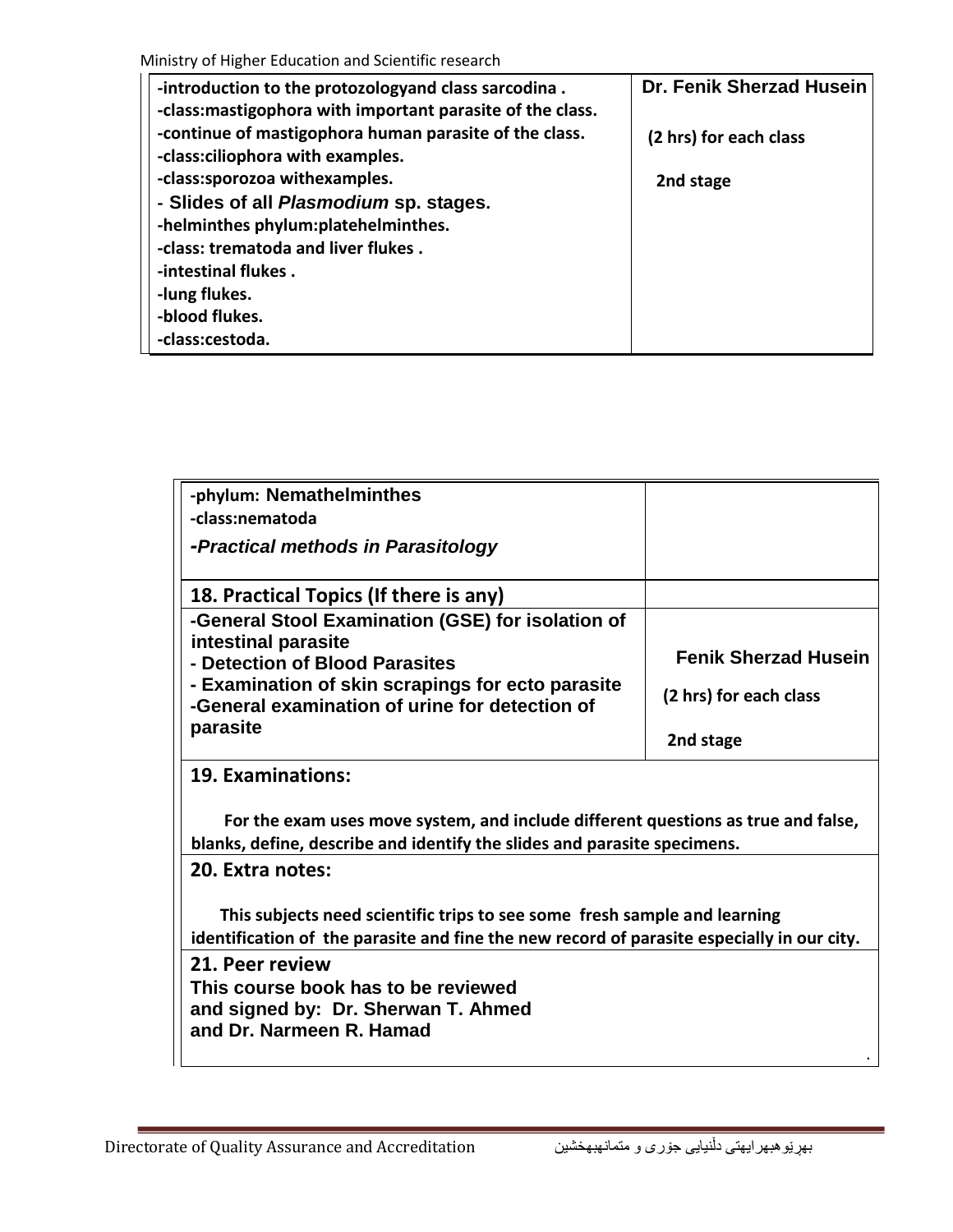| | |
|---|---|
| -introduction to the protozologyand class sarcodina .<br>-class:mastigophora with important parasite of the class.<br>-continue of mastigophora human parasite of the class.<br>-class:ciliophora with examples.<br>-class:sporozoa withexamples.<br>- **Slides of all *Plasmodium* sp. stages.**<br>-helminthes phylum:platehelminthes.<br>-class: trematoda and liver flukes .<br>-intestinal flukes .<br>-lung flukes.<br>-blood flukes.<br>-class:cestoda. | **Dr. Fenik Sherzad Husein**<br>**(2 hrs) for each class**<br>**2nd stage** |

| | |
|---|---|
| -phylum: **Nemathelminthes**<br>-class:nematoda<br>***-Practical methods in Parasitology*** | |
| **18. Practical Topics (If there is any)** | |
| **-General Stool Examination (GSE) for isolation of intestinal parasite**<br>**- Detection of Blood Parasites**<br>**- Examination of skin scrapings for ecto parasite**<br>**-General examination of urine for detection of parasite** | **Fenik Sherzad Husein**<br>**(2 hrs) for each class**<br>**2nd stage** |

**19. Examinations:**

**For the exam uses move system, and include different questions as true and false, blanks, define, describe and identify the slides and parasite specimens.**

**20. Extra notes:**

**This subjects need scientific trips to see some fresh sample and learning identification of the parasite and fine the new record of parasite especially in our city.**

**21. Peer review**

**This course book has to be reviewed and signed by: Dr. Sherwan T. Ahmed and Dr. Narmeen R. Hamad**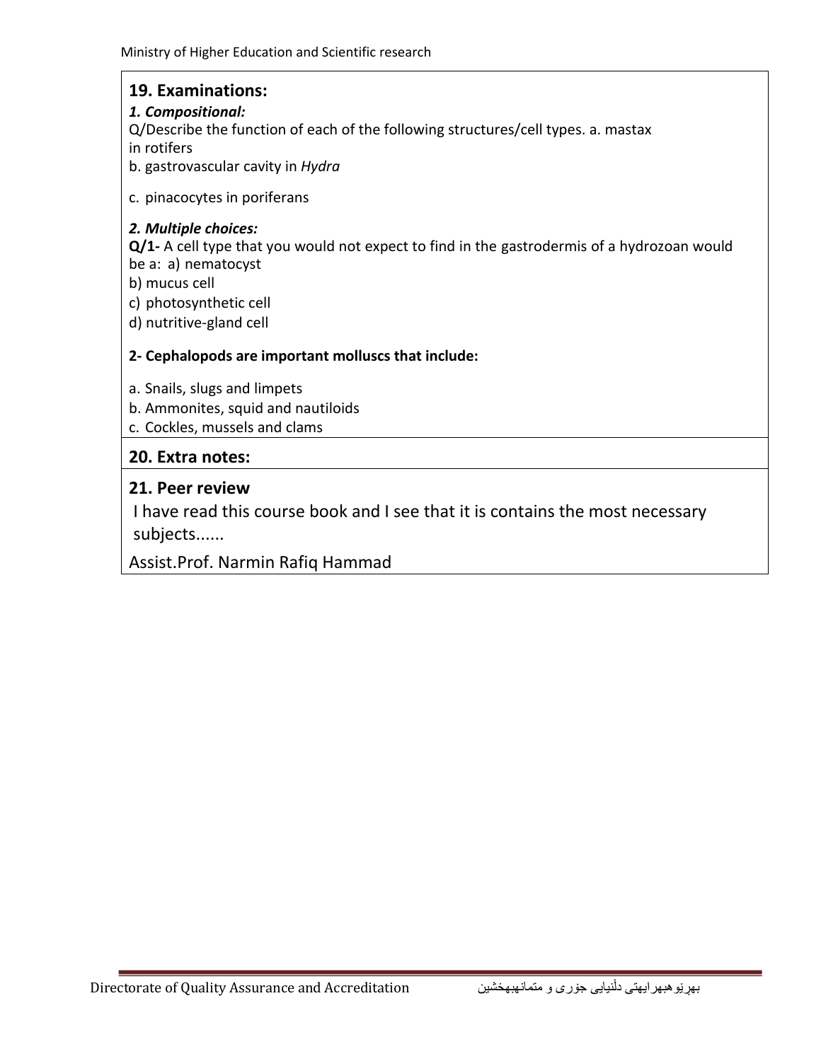## 19. Examinations:

***1. Compositional:***

Q/Describe the function of each of the following structures/cell types. a. mastax in rotifers

b. gastrovascular cavity in *Hydra*

c. pinacocytes in poriferans

***2. Multiple choices:***

**Q/1-** A cell type that you would not expect to find in the gastrodermis of a hydrozoan would be a: a) nematocyst

b) mucus cell

c) photosynthetic cell

d) nutritive-gland cell

**2- Cephalopods are important molluscs that include:**

a. Snails, slugs and limpets

b. Ammonites, squid and nautiloids

c. Cockles, mussels and clams

## 20. Extra notes:

## 21. Peer review

I have read this course book and I see that it is contains the most necessary subjects......

Assist.Prof. Narmin Rafiq Hammad